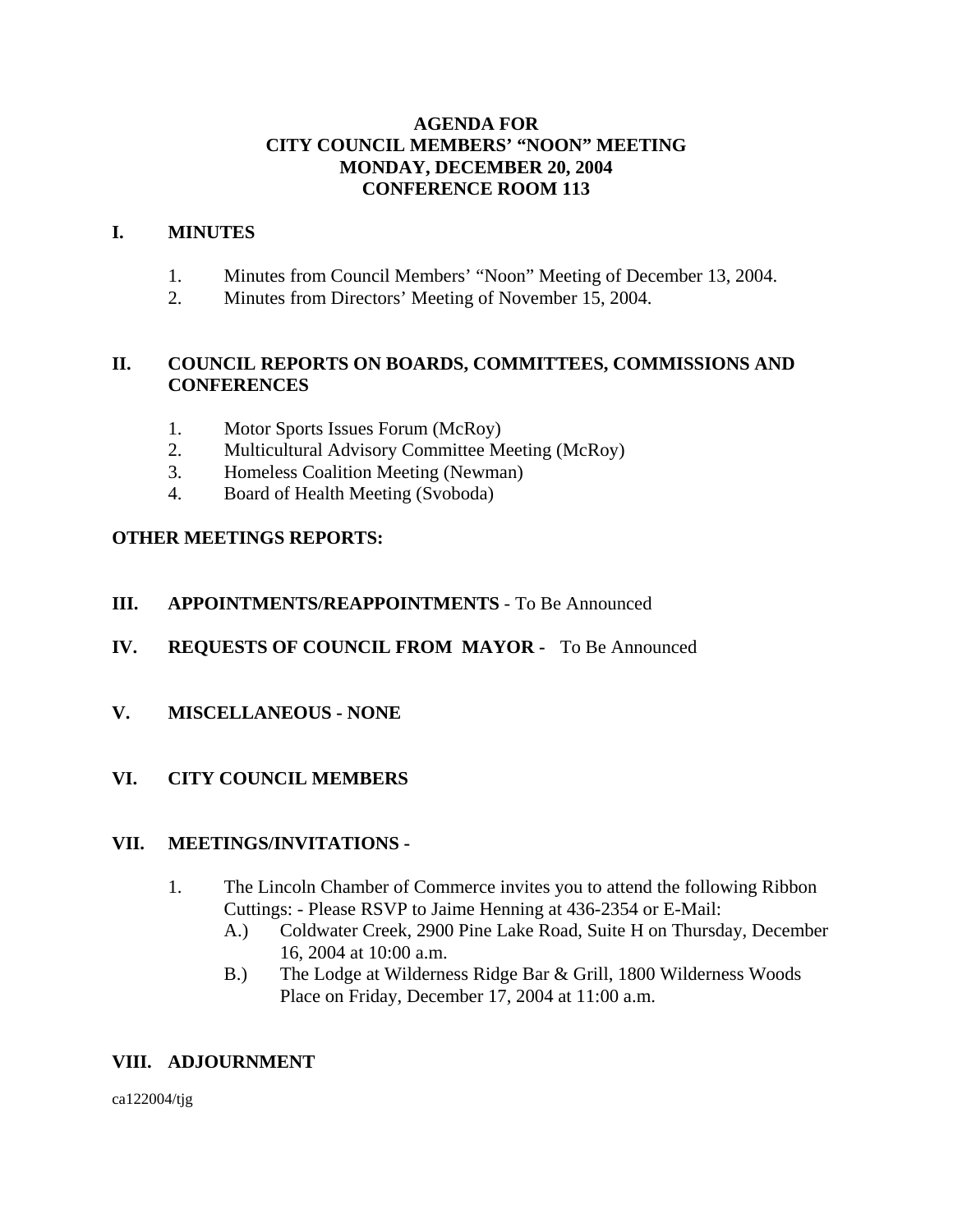# AGENDA FOR
# CITY COUNCIL MEMBERS' "NOON" MEETING
# MONDAY, DECEMBER 20, 2004
# CONFERENCE ROOM 113

## I. MINUTES

1. Minutes from Council Members' "Noon" Meeting of December 13, 2004.
2. Minutes from Directors' Meeting of November 15, 2004.

## II. COUNCIL REPORTS ON BOARDS, COMMITTEES, COMMISSIONS AND CONFERENCES

1. Motor Sports Issues Forum (McRoy)
2. Multicultural Advisory Committee Meeting (McRoy)
3. Homeless Coalition Meeting (Newman)
4. Board of Health Meeting (Svoboda)

**OTHER MEETINGS REPORTS:**

## III. APPOINTMENTS/REAPPOINTMENTS - To Be Announced

## IV. REQUESTS OF COUNCIL FROM MAYOR - To Be Announced

## V. MISCELLANEOUS - NONE

## VI. CITY COUNCIL MEMBERS

## VII. MEETINGS/INVITATIONS -

1. The Lincoln Chamber of Commerce invites you to attend the following Ribbon Cuttings: - Please RSVP to Jaime Henning at 436-2354 or E-Mail:
   - A.) Coldwater Creek, 2900 Pine Lake Road, Suite H on Thursday, December 16, 2004 at 10:00 a.m.
   - B.) The Lodge at Wilderness Ridge Bar & Grill, 1800 Wilderness Woods Place on Friday, December 17, 2004 at 11:00 a.m.

## VIII. ADJOURNMENT

ca122004/tjg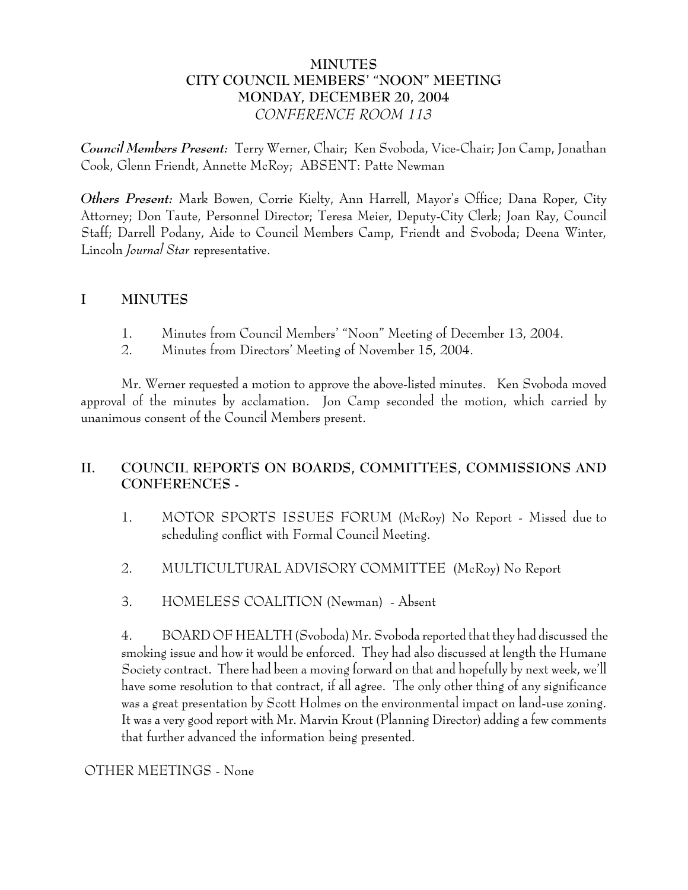# MINUTES
# CITY COUNCIL MEMBERS' "NOON" MEETING
# MONDAY, DECEMBER 20, 2004
## *CONFERENCE ROOM 113*

***Council Members Present:*** Terry Werner, Chair; Ken Svoboda, Vice-Chair; Jon Camp, Jonathan Cook, Glenn Friendt, Annette McRoy; ABSENT: Patte Newman

***Others Present:*** Mark Bowen, Corrie Kielty, Ann Harrell, Mayor's Office; Dana Roper, City Attorney; Don Taute, Personnel Director; Teresa Meier, Deputy-City Clerk; Joan Ray, Council Staff; Darrell Podany, Aide to Council Members Camp, Friendt and Svoboda; Deena Winter, Lincoln *Journal Star* representative.

## I MINUTES

1. Minutes from Council Members' "Noon" Meeting of December 13, 2004.
2. Minutes from Directors' Meeting of November 15, 2004.

Mr. Werner requested a motion to approve the above-listed minutes. Ken Svoboda moved approval of the minutes by acclamation. Jon Camp seconded the motion, which carried by unanimous consent of the Council Members present.

## II. COUNCIL REPORTS ON BOARDS, COMMITTEES, COMMISSIONS AND CONFERENCES -

1. MOTOR SPORTS ISSUES FORUM (McRoy) No Report - Missed due to scheduling conflict with Formal Council Meeting.

2. MULTICULTURAL ADVISORY COMMITTEE (McRoy) No Report

3. HOMELESS COALITION (Newman) - Absent

4. BOARD OF HEALTH (Svoboda) Mr. Svoboda reported that they had discussed the smoking issue and how it would be enforced. They had also discussed at length the Humane Society contract. There had been a moving forward on that and hopefully by next week, we'll have some resolution to that contract, if all agree. The only other thing of any significance was a great presentation by Scott Holmes on the environmental impact on land-use zoning. It was a very good report with Mr. Marvin Krout (Planning Director) adding a few comments that further advanced the information being presented.

OTHER MEETINGS - None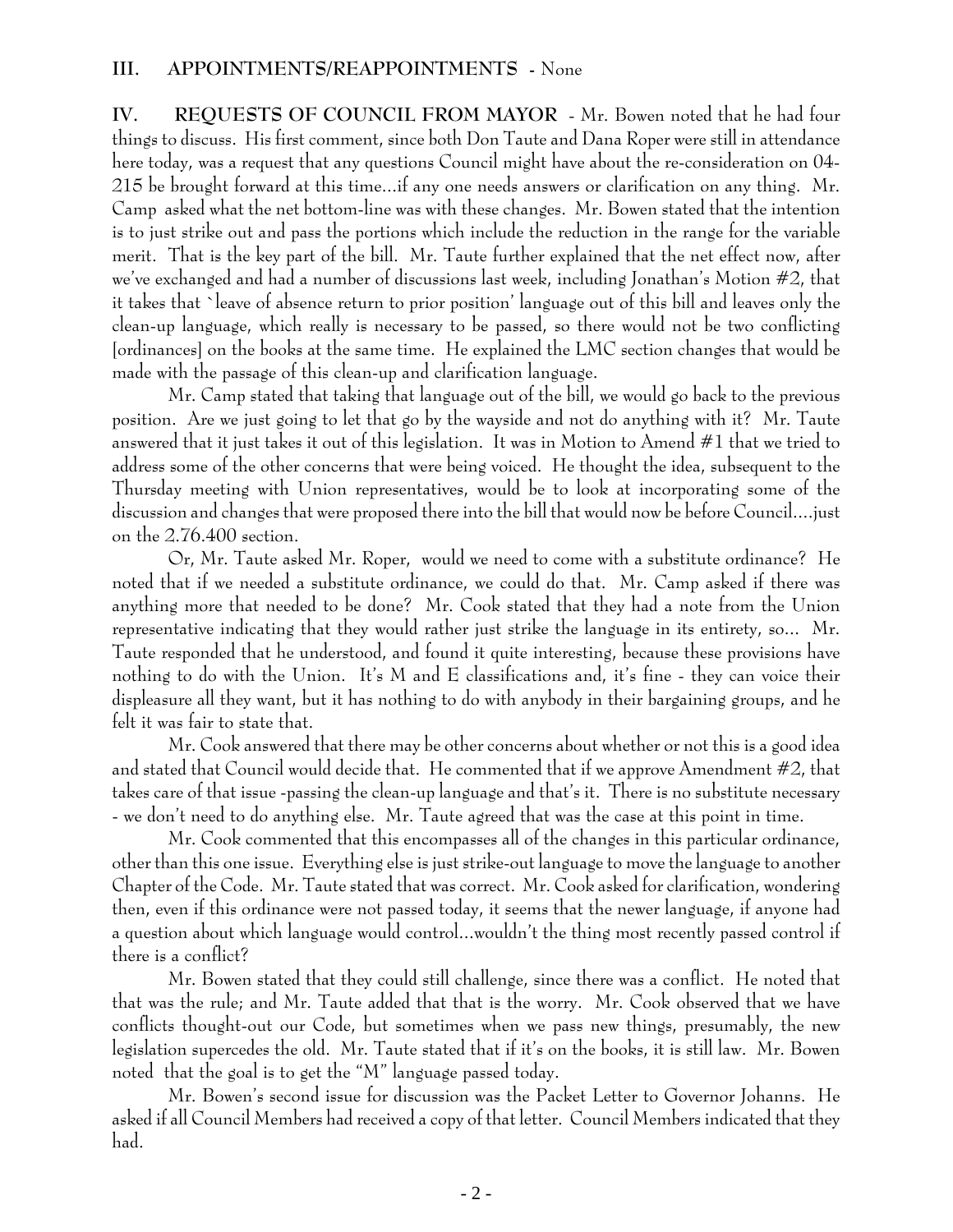**III. APPOINTMENTS/REAPPOINTMENTS** - None

**IV. REQUESTS OF COUNCIL FROM MAYOR** - Mr. Bowen noted that he had four things to discuss. His first comment, since both Don Taute and Dana Roper were still in attendance here today, was a request that any questions Council might have about the re-consideration on 04-215 be brought forward at this time...if any one needs answers or clarification on any thing. Mr. Camp asked what the net bottom-line was with these changes. Mr. Bowen stated that the intention is to just strike out and pass the portions which include the reduction in the range for the variable merit. That is the key part of the bill. Mr. Taute further explained that the net effect now, after we've exchanged and had a number of discussions last week, including Jonathan's Motion #2, that it takes that `leave of absence return to prior position' language out of this bill and leaves only the clean-up language, which really is necessary to be passed, so there would not be two conflicting [ordinances] on the books at the same time. He explained the LMC section changes that would be made with the passage of this clean-up and clarification language.

Mr. Camp stated that taking that language out of the bill, we would go back to the previous position. Are we just going to let that go by the wayside and not do anything with it? Mr. Taute answered that it just takes it out of this legislation. It was in Motion to Amend #1 that we tried to address some of the other concerns that were being voiced. He thought the idea, subsequent to the Thursday meeting with Union representatives, would be to look at incorporating some of the discussion and changes that were proposed there into the bill that would now be before Council....just on the 2.76.400 section.

Or, Mr. Taute asked Mr. Roper, would we need to come with a substitute ordinance? He noted that if we needed a substitute ordinance, we could do that. Mr. Camp asked if there was anything more that needed to be done? Mr. Cook stated that they had a note from the Union representative indicating that they would rather just strike the language in its entirety, so... Mr. Taute responded that he understood, and found it quite interesting, because these provisions have nothing to do with the Union. It's M and E classifications and, it's fine - they can voice their displeasure all they want, but it has nothing to do with anybody in their bargaining groups, and he felt it was fair to state that.

Mr. Cook answered that there may be other concerns about whether or not this is a good idea and stated that Council would decide that. He commented that if we approve Amendment #2, that takes care of that issue -passing the clean-up language and that's it. There is no substitute necessary - we don't need to do anything else. Mr. Taute agreed that was the case at this point in time.

Mr. Cook commented that this encompasses all of the changes in this particular ordinance, other than this one issue. Everything else is just strike-out language to move the language to another Chapter of the Code. Mr. Taute stated that was correct. Mr. Cook asked for clarification, wondering then, even if this ordinance were not passed today, it seems that the newer language, if anyone had a question about which language would control...wouldn't the thing most recently passed control if there is a conflict?

Mr. Bowen stated that they could still challenge, since there was a conflict. He noted that that was the rule; and Mr. Taute added that that is the worry. Mr. Cook observed that we have conflicts thought-out our Code, but sometimes when we pass new things, presumably, the new legislation supercedes the old. Mr. Taute stated that if it's on the books, it is still law. Mr. Bowen noted that the goal is to get the "M" language passed today.

Mr. Bowen's second issue for discussion was the Packet Letter to Governor Johanns. He asked if all Council Members had received a copy of that letter. Council Members indicated that they had.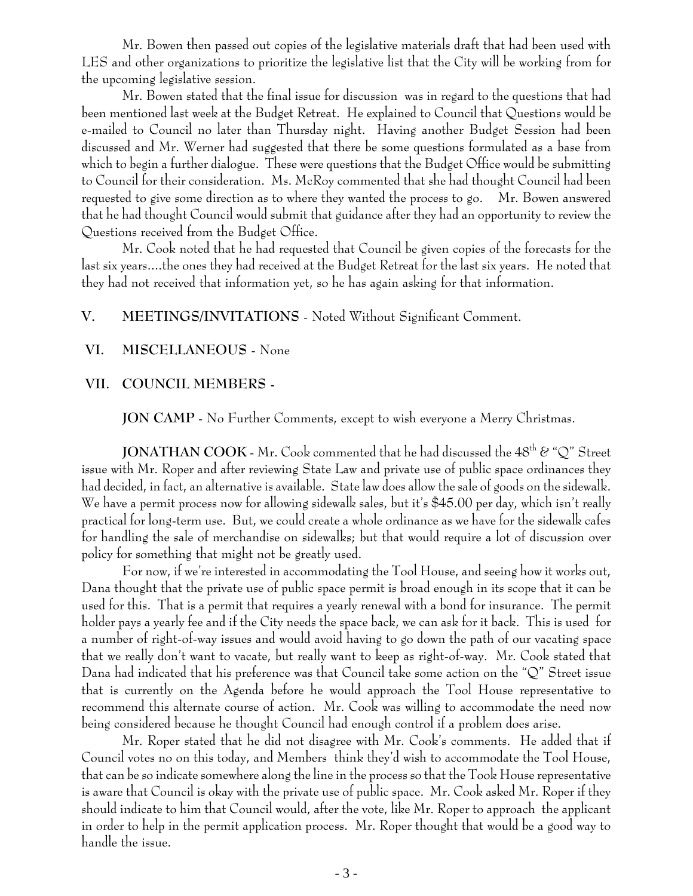Mr. Bowen then passed out copies of the legislative materials draft that had been used with LES and other organizations to prioritize the legislative list that the City will be working from for the upcoming legislative session.

Mr. Bowen stated that the final issue for discussion was in regard to the questions that had been mentioned last week at the Budget Retreat. He explained to Council that Questions would be e-mailed to Council no later than Thursday night. Having another Budget Session had been discussed and Mr. Werner had suggested that there be some questions formulated as a base from which to begin a further dialogue. These were questions that the Budget Office would be submitting to Council for their consideration. Ms. McRoy commented that she had thought Council had been requested to give some direction as to where they wanted the process to go. Mr. Bowen answered that he had thought Council would submit that guidance after they had an opportunity to review the Questions received from the Budget Office.

Mr. Cook noted that he had requested that Council be given copies of the forecasts for the last six years....the ones they had received at the Budget Retreat for the last six years. He noted that they had not received that information yet, so he has again asking for that information.

**V. MEETINGS/INVITATIONS** - Noted Without Significant Comment.

**VI. MISCELLANEOUS** - None

**VII. COUNCIL MEMBERS -**

**JON CAMP** - No Further Comments, except to wish everyone a Merry Christmas.

**JONATHAN COOK** - Mr. Cook commented that he had discussed the 48th & "Q" Street issue with Mr. Roper and after reviewing State Law and private use of public space ordinances they had decided, in fact, an alternative is available. State law does allow the sale of goods on the sidewalk. We have a permit process now for allowing sidewalk sales, but it's $45.00 per day, which isn't really practical for long-term use. But, we could create a whole ordinance as we have for the sidewalk cafes for handling the sale of merchandise on sidewalks; but that would require a lot of discussion over policy for something that might not be greatly used.

For now, if we're interested in accommodating the Tool House, and seeing how it works out, Dana thought that the private use of public space permit is broad enough in its scope that it can be used for this. That is a permit that requires a yearly renewal with a bond for insurance. The permit holder pays a yearly fee and if the City needs the space back, we can ask for it back. This is used for a number of right-of-way issues and would avoid having to go down the path of our vacating space that we really don't want to vacate, but really want to keep as right-of-way. Mr. Cook stated that Dana had indicated that his preference was that Council take some action on the "Q" Street issue that is currently on the Agenda before he would approach the Tool House representative to recommend this alternate course of action. Mr. Cook was willing to accommodate the need now being considered because he thought Council had enough control if a problem does arise.

Mr. Roper stated that he did not disagree with Mr. Cook's comments. He added that if Council votes no on this today, and Members think they'd wish to accommodate the Tool House, that can be so indicate somewhere along the line in the process so that the Took House representative is aware that Council is okay with the private use of public space. Mr. Cook asked Mr. Roper if they should indicate to him that Council would, after the vote, like Mr. Roper to approach the applicant in order to help in the permit application process. Mr. Roper thought that would be a good way to handle the issue.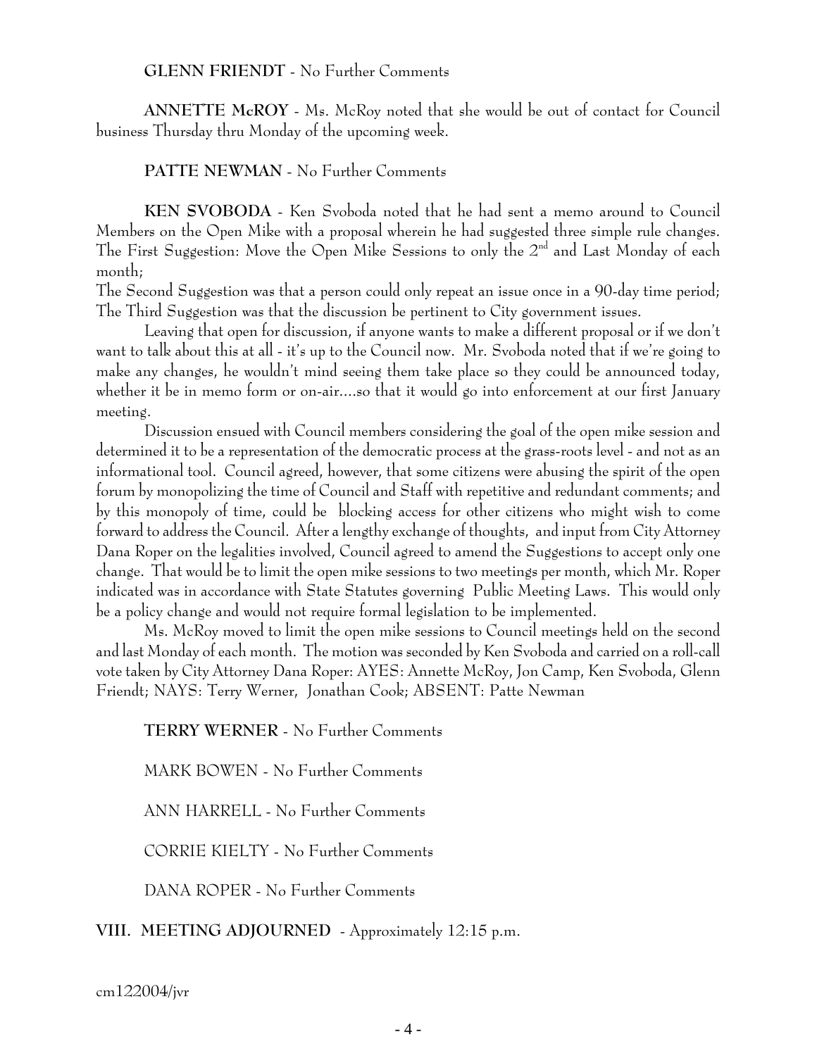**GLENN FRIENDT** - No Further Comments

**ANNETTE McROY** - Ms. McRoy noted that she would be out of contact for Council business Thursday thru Monday of the upcoming week.

**PATTE NEWMAN** - No Further Comments

**KEN SVOBODA** - Ken Svoboda noted that he had sent a memo around to Council Members on the Open Mike with a proposal wherein he had suggested three simple rule changes. The First Suggestion: Move the Open Mike Sessions to only the 2nd and Last Monday of each month;
The Second Suggestion was that a person could only repeat an issue once in a 90-day time period;
The Third Suggestion was that the discussion be pertinent to City government issues.

Leaving that open for discussion, if anyone wants to make a different proposal or if we don't want to talk about this at all - it's up to the Council now. Mr. Svoboda noted that if we're going to make any changes, he wouldn't mind seeing them take place so they could be announced today, whether it be in memo form or on-air....so that it would go into enforcement at our first January meeting.

Discussion ensued with Council members considering the goal of the open mike session and determined it to be a representation of the democratic process at the grass-roots level - and not as an informational tool. Council agreed, however, that some citizens were abusing the spirit of the open forum by monopolizing the time of Council and Staff with repetitive and redundant comments; and by this monopoly of time, could be blocking access for other citizens who might wish to come forward to address the Council. After a lengthy exchange of thoughts, and input from City Attorney Dana Roper on the legalities involved, Council agreed to amend the Suggestions to accept only one change. That would be to limit the open mike sessions to two meetings per month, which Mr. Roper indicated was in accordance with State Statutes governing Public Meeting Laws. This would only be a policy change and would not require formal legislation to be implemented.

Ms. McRoy moved to limit the open mike sessions to Council meetings held on the second and last Monday of each month. The motion was seconded by Ken Svoboda and carried on a roll-call vote taken by City Attorney Dana Roper: AYES: Annette McRoy, Jon Camp, Ken Svoboda, Glenn Friendt; NAYS: Terry Werner, Jonathan Cook; ABSENT: Patte Newman

**TERRY WERNER** - No Further Comments

MARK BOWEN - No Further Comments

ANN HARRELL - No Further Comments

CORRIE KIELTY - No Further Comments

DANA ROPER - No Further Comments

## VIII. MEETING ADJOURNED - Approximately 12:15 p.m.

cm122004/jvr